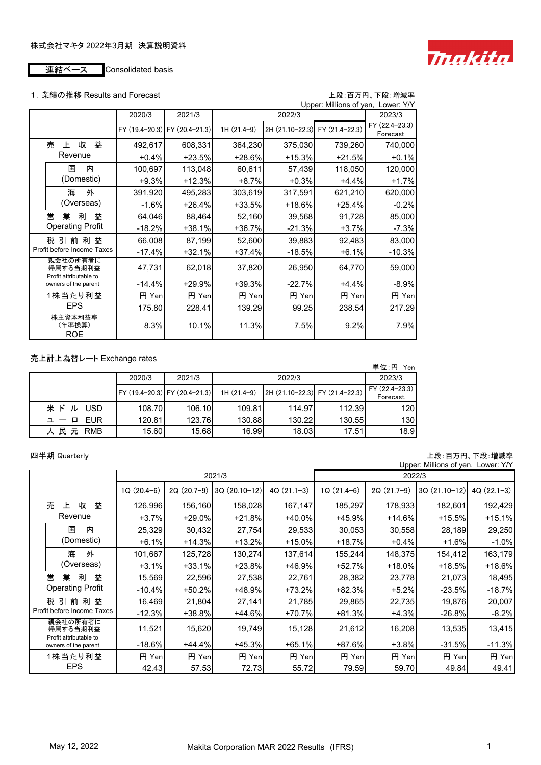株式会社マキタ 2022年3月期 決算説明資料

連結ベース Consolidated basis

## 1. 業績の推移 Results and Forecast

上段:百万円、下段:増減率
Upper: Millions of yen, Lower: Y/Y

| | 2020/3 | 2021/3 | 2022/3 | | | 2023/3 |
|---|---|---|---|---|---|---|
| | FY (19.4-20.3) | FY (20.4-21.3) | 1H (21.4-9) | 2H (21.10-22.3) | FY (21.4-22.3) | FY (22.4-23.3) Forecast |
| 売上収益 Revenue | 492,617 | 608,331 | 364,230 | 375,030 | 739,260 | 740,000 |
| | +0.4% | +23.5% | +28.6% | +15.3% | +21.5% | +0.1% |
| 国内 (Domestic) | 100,697 | 113,048 | 60,611 | 57,439 | 118,050 | 120,000 |
| | +9.3% | +12.3% | +8.7% | +0.3% | +4.4% | +1.7% |
| 海外 (Overseas) | 391,920 | 495,283 | 303,619 | 317,591 | 621,210 | 620,000 |
| | -1.6% | +26.4% | +33.5% | +18.6% | +25.4% | -0.2% |
| 営業利益 Operating Profit | 64,046 | 88,464 | 52,160 | 39,568 | 91,728 | 85,000 |
| | -18.2% | +38.1% | +36.7% | -21.3% | +3.7% | -7.3% |
| 税引前利益 Profit before Income Taxes | 66,008 | 87,199 | 52,600 | 39,883 | 92,483 | 83,000 |
| | -17.4% | +32.1% | +37.4% | -18.5% | +6.1% | -10.3% |
| 親会社の所有者に帰属する当期利益 Profit attributable to owners of the parent | 47,731 | 62,018 | 37,820 | 26,950 | 64,770 | 59,000 |
| | -14.4% | +29.9% | +39.3% | -22.7% | +4.4% | -8.9% |
| 1株当たり利益 EPS | 円 Yen | 円 Yen | 円 Yen | 円 Yen | 円 Yen | 円 Yen |
| | 175.80 | 228.41 | 139.29 | 99.25 | 238.54 | 217.29 |
| 株主資本利益率 (年率換算) ROE | 8.3% | 10.1% | 11.3% | 7.5% | 9.2% | 7.9% |

## 売上計上為替レート Exchange rates

単位:円 Yen

| | 2020/3 | 2021/3 | 2022/3 | | | 2023/3 |
|---|---|---|---|---|---|---|
| | FY (19.4-20.3) | FY (20.4-21.3) | 1H (21.4-9) | 2H (21.10-22.3) | FY (21.4-22.3) | FY (22.4-23.3) Forecast |
| 米ドル USD | 108.70 | 106.10 | 109.81 | 114.97 | 112.39 | 120 |
| ユーロ EUR | 120.81 | 123.76 | 130.88 | 130.22 | 130.55 | 130 |
| 人民元 RMB | 15.60 | 15.68 | 16.99 | 18.03 | 17.51 | 18.9 |

## 四半期 Quarterly

上段:百万円、下段:増減率
Upper: Millions of yen, Lower: Y/Y

| | 2021/3 | | | | 2022/3 | | | |
|---|---|---|---|---|---|---|---|---|
| | 1Q (20.4-6) | 2Q (20.7-9) | 3Q (20.10-12) | 4Q (21.1-3) | 1Q (21.4-6) | 2Q (21.7-9) | 3Q (21.10-12) | 4Q (22.1-3) |
| 売上収益 Revenue | 126,996 | 156,160 | 158,028 | 167,147 | 185,297 | 178,933 | 182,601 | 192,429 |
| | +3.7% | +29.0% | +21.8% | +40.0% | +45.9% | +14.6% | +15.5% | +15.1% |
| 国内 (Domestic) | 25,329 | 30,432 | 27,754 | 29,533 | 30,053 | 30,558 | 28,189 | 29,250 |
| | +6.1% | +14.3% | +13.2% | +15.0% | +18.7% | +0.4% | +1.6% | -1.0% |
| 海外 (Overseas) | 101,667 | 125,728 | 130,274 | 137,614 | 155,244 | 148,375 | 154,412 | 163,179 |
| | +3.1% | +33.1% | +23.8% | +46.9% | +52.7% | +18.0% | +18.5% | +18.6% |
| 営業利益 Operating Profit | 15,569 | 22,596 | 27,538 | 22,761 | 28,382 | 23,778 | 21,073 | 18,495 |
| | -10.4% | +50.2% | +48.9% | +73.2% | +82.3% | +5.2% | -23.5% | -18.7% |
| 税引前利益 Profit before Income Taxes | 16,469 | 21,804 | 27,141 | 21,785 | 29,865 | 22,735 | 19,876 | 20,007 |
| | -12.3% | +38.8% | +44.6% | +70.7% | +81.3% | +4.3% | -26.8% | -8.2% |
| 親会社の所有者に帰属する当期利益 Profit attributable to owners of the parent | 11,521 | 15,620 | 19,749 | 15,128 | 21,612 | 16,208 | 13,535 | 13,415 |
| | -18.6% | +44.4% | +45.3% | +65.1% | +87.6% | +3.8% | -31.5% | -11.3% |
| 1株当たり利益 EPS | 円 Yen | 円 Yen | 円 Yen | 円 Yen | 円 Yen | 円 Yen | 円 Yen | 円 Yen |
| | 42.43 | 57.53 | 72.73 | 55.72 | 79.59 | 59.70 | 49.84 | 49.41 |

May 12, 2022 Makita Corporation MAR 2022 Results (IFRS)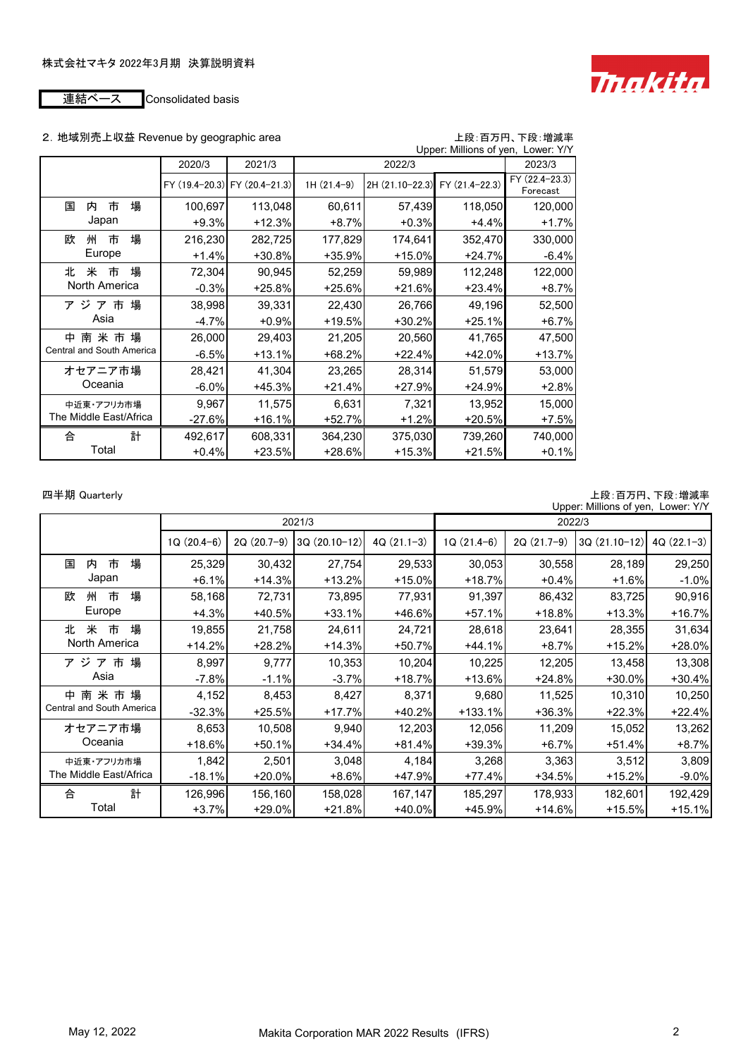株式会社マキタ 2022年3月期 決算説明資料

連結ベース Consolidated basis

## 2. 地域別売上収益 Revenue by geographic area

上段:百万円、下段:増減率
Upper: Millions of yen, Lower: Y/Y

| | 2020/3 | 2021/3 | 2022/3 | | | 2023/3 |
|---|---|---|---|---|---|---|
| | FY (19.4-20.3) | FY (20.4-21.3) | 1H (21.4-9) | 2H (21.10-22.3) | FY (21.4-22.3) | FY (22.4-23.3) Forecast |
| 国内市場 Japan | 100,697 | 113,048 | 60,611 | 57,439 | 118,050 | 120,000 |
| | +9.3% | +12.3% | +8.7% | +0.3% | +4.4% | +1.7% |
| 欧州市場 Europe | 216,230 | 282,725 | 177,829 | 174,641 | 352,470 | 330,000 |
| | +1.4% | +30.8% | +35.9% | +15.0% | +24.7% | -6.4% |
| 北米市場 North America | 72,304 | 90,945 | 52,259 | 59,989 | 112,248 | 122,000 |
| | -0.3% | +25.8% | +25.6% | +21.6% | +23.4% | +8.7% |
| アジア市場 Asia | 38,998 | 39,331 | 22,430 | 26,766 | 49,196 | 52,500 |
| | -4.7% | +0.9% | +19.5% | +30.2% | +25.1% | +6.7% |
| 中南米市場 Central and South America | 26,000 | 29,403 | 21,205 | 20,560 | 41,765 | 47,500 |
| | -6.5% | +13.1% | +68.2% | +22.4% | +42.0% | +13.7% |
| オセアニア市場 Oceania | 28,421 | 41,304 | 23,265 | 28,314 | 51,579 | 53,000 |
| | -6.0% | +45.3% | +21.4% | +27.9% | +24.9% | +2.8% |
| 中近東・アフリカ市場 The Middle East/Africa | 9,967 | 11,575 | 6,631 | 7,321 | 13,952 | 15,000 |
| | -27.6% | +16.1% | +52.7% | +1.2% | +20.5% | +7.5% |
| 合計 Total | 492,617 | 608,331 | 364,230 | 375,030 | 739,260 | 740,000 |
| | +0.4% | +23.5% | +28.6% | +15.3% | +21.5% | +0.1% |

四半期 Quarterly

上段:百万円、下段:増減率
Upper: Millions of yen, Lower: Y/Y

| | 2021/3 | | | | 2022/3 | | | |
|---|---|---|---|---|---|---|---|---|
| | 1Q (20.4-6) | 2Q (20.7-9) | 3Q (20.10-12) | 4Q (21.1-3) | 1Q (21.4-6) | 2Q (21.7-9) | 3Q (21.10-12) | 4Q (22.1-3) |
| 国内市場 Japan | 25,329 | 30,432 | 27,754 | 29,533 | 30,053 | 30,558 | 28,189 | 29,250 |
| | +6.1% | +14.3% | +13.2% | +15.0% | +18.7% | +0.4% | +1.6% | -1.0% |
| 欧州市場 Europe | 58,168 | 72,731 | 73,895 | 77,931 | 91,397 | 86,432 | 83,725 | 90,916 |
| | +4.3% | +40.5% | +33.1% | +46.6% | +57.1% | +18.8% | +13.3% | +16.7% |
| 北米市場 North America | 19,855 | 21,758 | 24,611 | 24,721 | 28,618 | 23,641 | 28,355 | 31,634 |
| | +14.2% | +28.2% | +14.3% | +50.7% | +44.1% | +8.7% | +15.2% | +28.0% |
| アジア市場 Asia | 8,997 | 9,777 | 10,353 | 10,204 | 10,225 | 12,205 | 13,458 | 13,308 |
| | -7.8% | -1.1% | -3.7% | +18.7% | +13.6% | +24.8% | +30.0% | +30.4% |
| 中南米市場 Central and South America | 4,152 | 8,453 | 8,427 | 8,371 | 9,680 | 11,525 | 10,310 | 10,250 |
| | -32.3% | +25.5% | +17.7% | +40.2% | +133.1% | +36.3% | +22.3% | +22.4% |
| オセアニア市場 Oceania | 8,653 | 10,508 | 9,940 | 12,203 | 12,056 | 11,209 | 15,052 | 13,262 |
| | +18.6% | +50.1% | +34.4% | +81.4% | +39.3% | +6.7% | +51.4% | +8.7% |
| 中近東・アフリカ市場 The Middle East/Africa | 1,842 | 2,501 | 3,048 | 4,184 | 3,268 | 3,363 | 3,512 | 3,809 |
| | -18.1% | +20.0% | +8.6% | +47.9% | +77.4% | +34.5% | +15.2% | -9.0% |
| 合計 Total | 126,996 | 156,160 | 158,028 | 167,147 | 185,297 | 178,933 | 182,601 | 192,429 |
| | +3.7% | +29.0% | +21.8% | +40.0% | +45.9% | +14.6% | +15.5% | +15.1% |

May 12, 2022 Makita Corporation MAR 2022 Results (IFRS)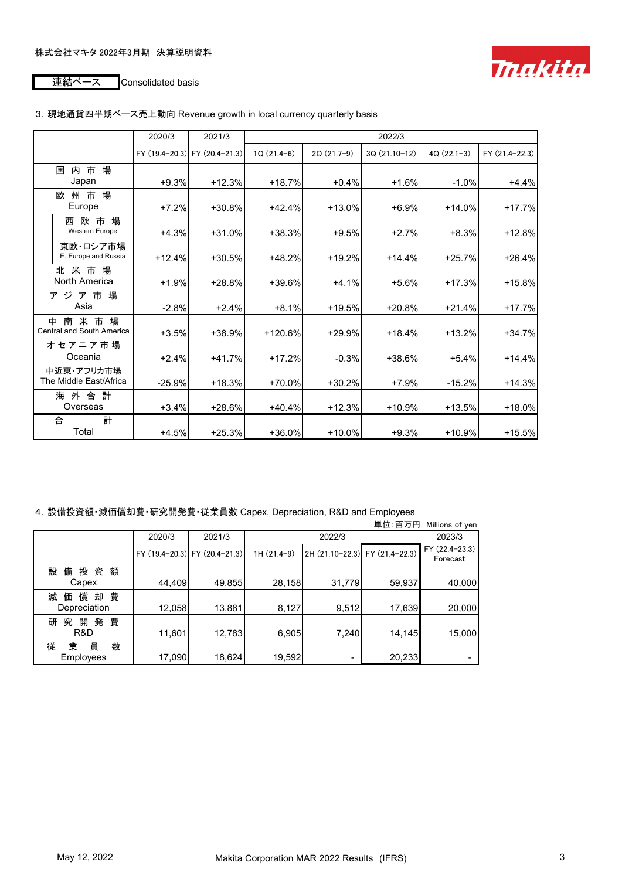株式会社マキタ 2022年3月期 決算説明資料

連結ベース Consolidated basis

3. 現地通貨四半期ベース売上動向 Revenue growth in local currency quarterly basis

| | 2020/3 | 2021/3 | 2022/3 | | | | |
|---|---|---|---|---|---|---|---|
| | FY (19.4–20.3) | FY (20.4–21.3) | 1Q (21.4–6) | 2Q (21.7–9) | 3Q (21.10–12) | 4Q (22.1–3) | FY (21.4–22.3) |
| 国内市場 Japan | +9.3% | +12.3% | +18.7% | +0.4% | +1.6% | -1.0% | +4.4% |
| 欧州市場 Europe | +7.2% | +30.8% | +42.4% | +13.0% | +6.9% | +14.0% | +17.7% |
| 西欧市場 Western Europe | +4.3% | +31.0% | +38.3% | +9.5% | +2.7% | +8.3% | +12.8% |
| 東欧・ロシア市場 E. Europe and Russia | +12.4% | +30.5% | +48.2% | +19.2% | +14.4% | +25.7% | +26.4% |
| 北米市場 North America | +1.9% | +28.8% | +39.6% | +4.1% | +5.6% | +17.3% | +15.8% |
| アジア市場 Asia | -2.8% | +2.4% | +8.1% | +19.5% | +20.8% | +21.4% | +17.7% |
| 中南米市場 Central and South America | +3.5% | +38.9% | +120.6% | +29.9% | +18.4% | +13.2% | +34.7% |
| オセアニア市場 Oceania | +2.4% | +41.7% | +17.2% | -0.3% | +38.6% | +5.4% | +14.4% |
| 中近東・アフリカ市場 The Middle East/Africa | -25.9% | +18.3% | +70.0% | +30.2% | +7.9% | -15.2% | +14.3% |
| 海外合計 Overseas | +3.4% | +28.6% | +40.4% | +12.3% | +10.9% | +13.5% | +18.0% |
| 合計 Total | +4.5% | +25.3% | +36.0% | +10.0% | +9.3% | +10.9% | +15.5% |

4. 設備投資額・減価償却費・研究開発費・従業員数 Capex, Depreciation, R&D and Employees

単位:百万円 Millions of yen

| | 2020/3 | 2021/3 | 2022/3 | | | 2023/3 |
|---|---|---|---|---|---|---|
| | FY (19.4–20.3) | FY (20.4–21.3) | 1H (21.4–9) | 2H (21.10–22.3) | FY (21.4–22.3) | FY (22.4–23.3) Forecast |
| 設備投資額 Capex | 44,409 | 49,855 | 28,158 | 31,779 | 59,937 | 40,000 |
| 減価償却費 Depreciation | 12,058 | 13,881 | 8,127 | 9,512 | 17,639 | 20,000 |
| 研究開発費 R&D | 11,601 | 12,783 | 6,905 | 7,240 | 14,145 | 15,000 |
| 従業員数 Employees | 17,090 | 18,624 | 19,592 | - | 20,233 | - |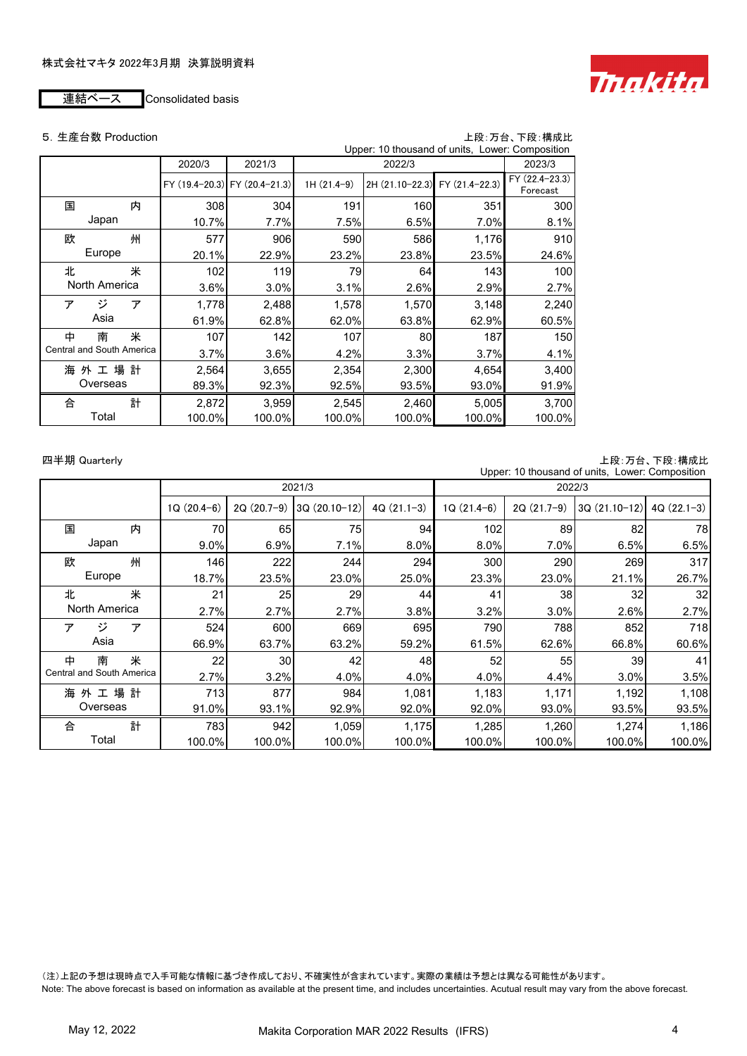株式会社マキタ 2022年3月期 決算説明資料

連結ベース Consolidated basis

## 5. 生産台数 Production

上段:万台、下段:構成比
Upper: 10 thousand of units, Lower: Composition

| | 2020/3 | 2021/3 | 2022/3 | | | 2023/3 |
|---|---|---|---|---|---|---|
| | FY (19.4-20.3) | FY (20.4-21.3) | 1H (21.4-9) | 2H (21.10-22.3) | FY (21.4-22.3) | FY (22.4-23.3) Forecast |
| 国内 Japan | 308 | 304 | 191 | 160 | 351 | 300 |
| | 10.7% | 7.7% | 7.5% | 6.5% | 7.0% | 8.1% |
| 欧州 Europe | 577 | 906 | 590 | 586 | 1,176 | 910 |
| | 20.1% | 22.9% | 23.2% | 23.8% | 23.5% | 24.6% |
| 北米 North America | 102 | 119 | 79 | 64 | 143 | 100 |
| | 3.6% | 3.0% | 3.1% | 2.6% | 2.9% | 2.7% |
| アジア Asia | 1,778 | 2,488 | 1,578 | 1,570 | 3,148 | 2,240 |
| | 61.9% | 62.8% | 62.0% | 63.8% | 62.9% | 60.5% |
| 中南米 Central and South America | 107 | 142 | 107 | 80 | 187 | 150 |
| | 3.7% | 3.6% | 4.2% | 3.3% | 3.7% | 4.1% |
| 海外工場計 Overseas | 2,564 | 3,655 | 2,354 | 2,300 | 4,654 | 3,400 |
| | 89.3% | 92.3% | 92.5% | 93.5% | 93.0% | 91.9% |
| 合計 Total | 2,872 | 3,959 | 2,545 | 2,460 | 5,005 | 3,700 |
| | 100.0% | 100.0% | 100.0% | 100.0% | 100.0% | 100.0% |

### 四半期 Quarterly

上段:万台、下段:構成比
Upper: 10 thousand of units, Lower: Composition

| | 2021/3 | | | | 2022/3 | | | |
|---|---|---|---|---|---|---|---|---|
| | 1Q (20.4-6) | 2Q (20.7-9) | 3Q (20.10-12) | 4Q (21.1-3) | 1Q (21.4-6) | 2Q (21.7-9) | 3Q (21.10-12) | 4Q (22.1-3) |
| 国内 Japan | 70 | 65 | 75 | 94 | 102 | 89 | 82 | 78 |
| | 9.0% | 6.9% | 7.1% | 8.0% | 8.0% | 7.0% | 6.5% | 6.5% |
| 欧州 Europe | 146 | 222 | 244 | 294 | 300 | 290 | 269 | 317 |
| | 18.7% | 23.5% | 23.0% | 25.0% | 23.3% | 23.0% | 21.1% | 26.7% |
| 北米 North America | 21 | 25 | 29 | 44 | 41 | 38 | 32 | 32 |
| | 2.7% | 2.7% | 2.7% | 3.8% | 3.2% | 3.0% | 2.6% | 2.7% |
| アジア Asia | 524 | 600 | 669 | 695 | 790 | 788 | 852 | 718 |
| | 66.9% | 63.7% | 63.2% | 59.2% | 61.5% | 62.6% | 66.8% | 60.6% |
| 中南米 Central and South America | 22 | 30 | 42 | 48 | 52 | 55 | 39 | 41 |
| | 2.7% | 3.2% | 4.0% | 4.0% | 4.0% | 4.4% | 3.0% | 3.5% |
| 海外工場計 Overseas | 713 | 877 | 984 | 1,081 | 1,183 | 1,171 | 1,192 | 1,108 |
| | 91.0% | 93.1% | 92.9% | 92.0% | 92.0% | 93.0% | 93.5% | 93.5% |
| 合計 Total | 783 | 942 | 1,059 | 1,175 | 1,285 | 1,260 | 1,274 | 1,186 |
| | 100.0% | 100.0% | 100.0% | 100.0% | 100.0% | 100.0% | 100.0% | 100.0% |

(注)上記の予想は現時点で入手可能な情報に基づき作成しており、不確実性が含まれています。実際の業績は予想とは異なる可能性があります。
Note: The above forecast is based on information as available at the present time, and includes uncertainties. Acutual result may vary from the above forecast.

May 12, 2022 Makita Corporation MAR 2022 Results (IFRS)